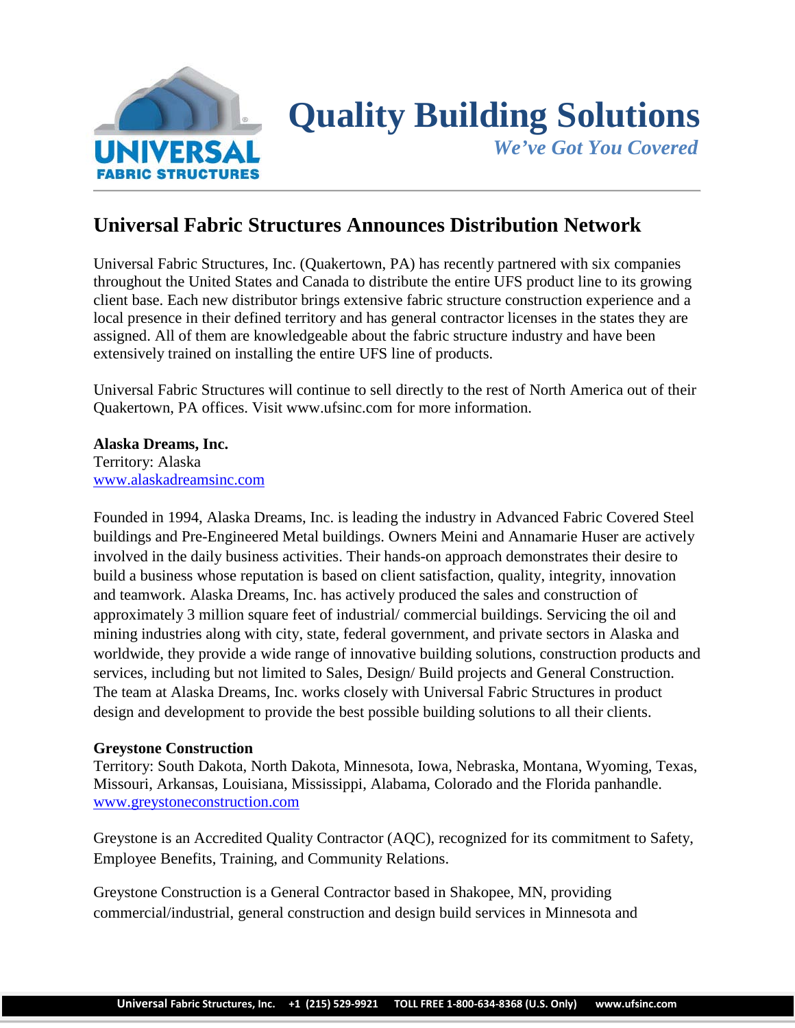# Quality Building Solutions

*We've Got You Covered*

## Universal Fabric Structures Announces Distribution Network

Universal Fabric Structures, Inc. (Quakertown, PA) has recently partnered with six companies throughout the United States and Canada to distribute the entire UFS product line to its growing client base. Each new distributor brings extensive fabric structure construction experience and a local presence in their defined territory and has general contractor licenses in the states they are assigned. All of them are knowledgeable about the fabric structure industry and have been extensively trained on installing the entire UFS line of products.

Universal Fabric Structures will continue to sell directly to the rest of North America out of their Quakertown, PA offices. Visit www.ufsinc.com for more information.

**Alaska Dreams, Inc.**
Territory: Alaska
www.alaskadreamsinc.com

Founded in 1994, Alaska Dreams, Inc. is leading the industry in Advanced Fabric Covered Steel buildings and Pre-Engineered Metal buildings. Owners Meini and Annamarie Huser are actively involved in the daily business activities. Their hands-on approach demonstrates their desire to build a business whose reputation is based on client satisfaction, quality, integrity, innovation and teamwork. Alaska Dreams, Inc. has actively produced the sales and construction of approximately 3 million square feet of industrial/ commercial buildings. Servicing the oil and mining industries along with city, state, federal government, and private sectors in Alaska and worldwide, they provide a wide range of innovative building solutions, construction products and services, including but not limited to Sales, Design/ Build projects and General Construction. The team at Alaska Dreams, Inc. works closely with Universal Fabric Structures in product design and development to provide the best possible building solutions to all their clients.

**Greystone Construction**
Territory: South Dakota, North Dakota, Minnesota, Iowa, Nebraska, Montana, Wyoming, Texas, Missouri, Arkansas, Louisiana, Mississippi, Alabama, Colorado and the Florida panhandle.
www.greystoneconstruction.com

Greystone is an Accredited Quality Contractor (AQC), recognized for its commitment to Safety, Employee Benefits, Training, and Community Relations.

Greystone Construction is a General Contractor based in Shakopee, MN, providing commercial/industrial, general construction and design build services in Minnesota and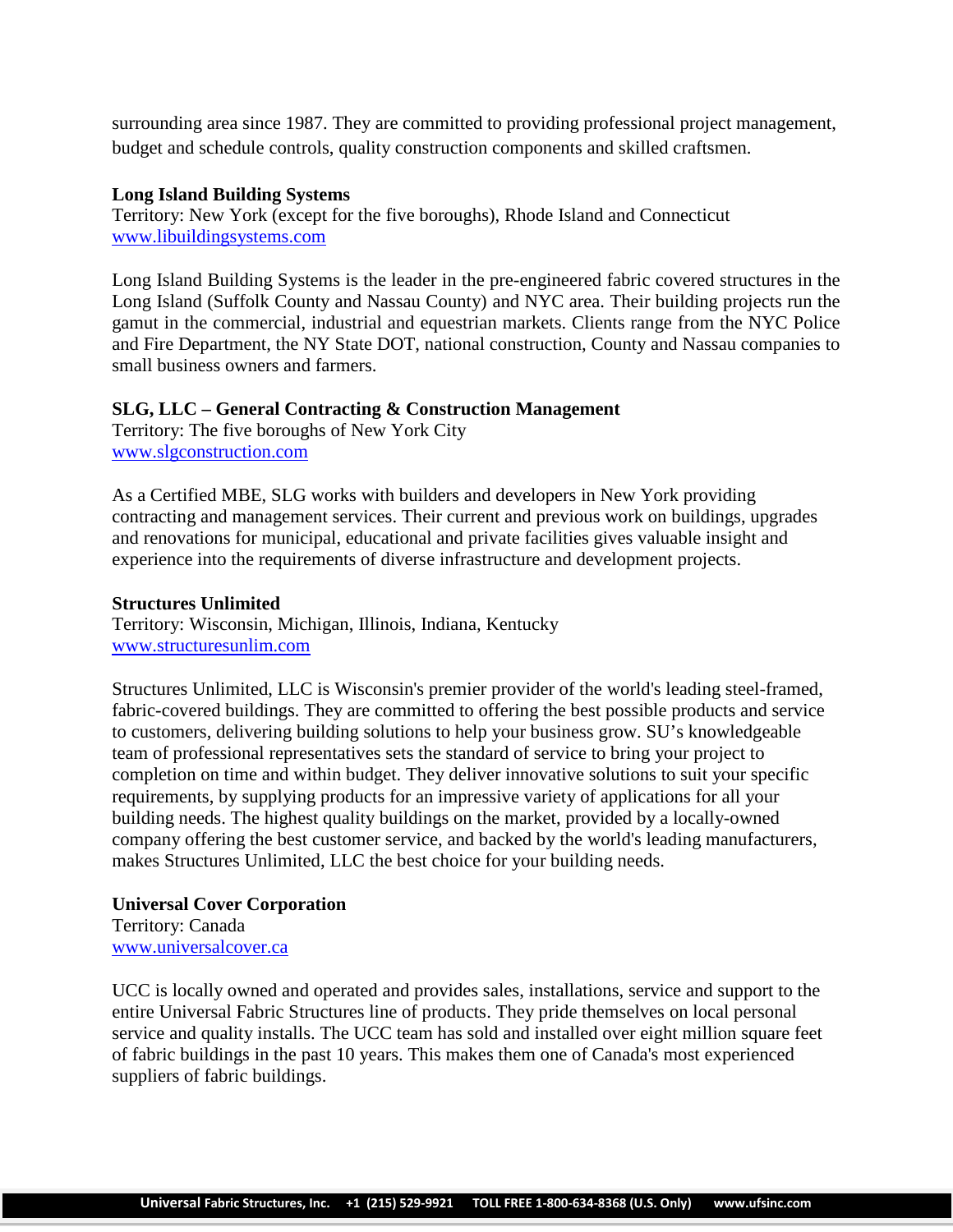surrounding area since 1987. They are committed to providing professional project management, budget and schedule controls, quality construction components and skilled craftsmen.

**Long Island Building Systems**
Territory: New York (except for the five boroughs), Rhode Island and Connecticut
www.libuildingsystems.com

Long Island Building Systems is the leader in the pre-engineered fabric covered structures in the Long Island (Suffolk County and Nassau County) and NYC area. Their building projects run the gamut in the commercial, industrial and equestrian markets. Clients range from the NYC Police and Fire Department, the NY State DOT, national construction, County and Nassau companies to small business owners and farmers.

**SLG, LLC – General Contracting & Construction Management**
Territory: The five boroughs of New York City
www.slgconstruction.com

As a Certified MBE, SLG works with builders and developers in New York providing contracting and management services. Their current and previous work on buildings, upgrades and renovations for municipal, educational and private facilities gives valuable insight and experience into the requirements of diverse infrastructure and development projects.

**Structures Unlimited**
Territory: Wisconsin, Michigan, Illinois, Indiana, Kentucky
www.structuresunlim.com

Structures Unlimited, LLC is Wisconsin's premier provider of the world's leading steel-framed, fabric-covered buildings. They are committed to offering the best possible products and service to customers, delivering building solutions to help your business grow. SU's knowledgeable team of professional representatives sets the standard of service to bring your project to completion on time and within budget. They deliver innovative solutions to suit your specific requirements, by supplying products for an impressive variety of applications for all your building needs. The highest quality buildings on the market, provided by a locally-owned company offering the best customer service, and backed by the world's leading manufacturers, makes Structures Unlimited, LLC the best choice for your building needs.

**Universal Cover Corporation**
Territory: Canada
www.universalcover.ca

UCC is locally owned and operated and provides sales, installations, service and support to the entire Universal Fabric Structures line of products. They pride themselves on local personal service and quality installs. The UCC team has sold and installed over eight million square feet of fabric buildings in the past 10 years. This makes them one of Canada's most experienced suppliers of fabric buildings.